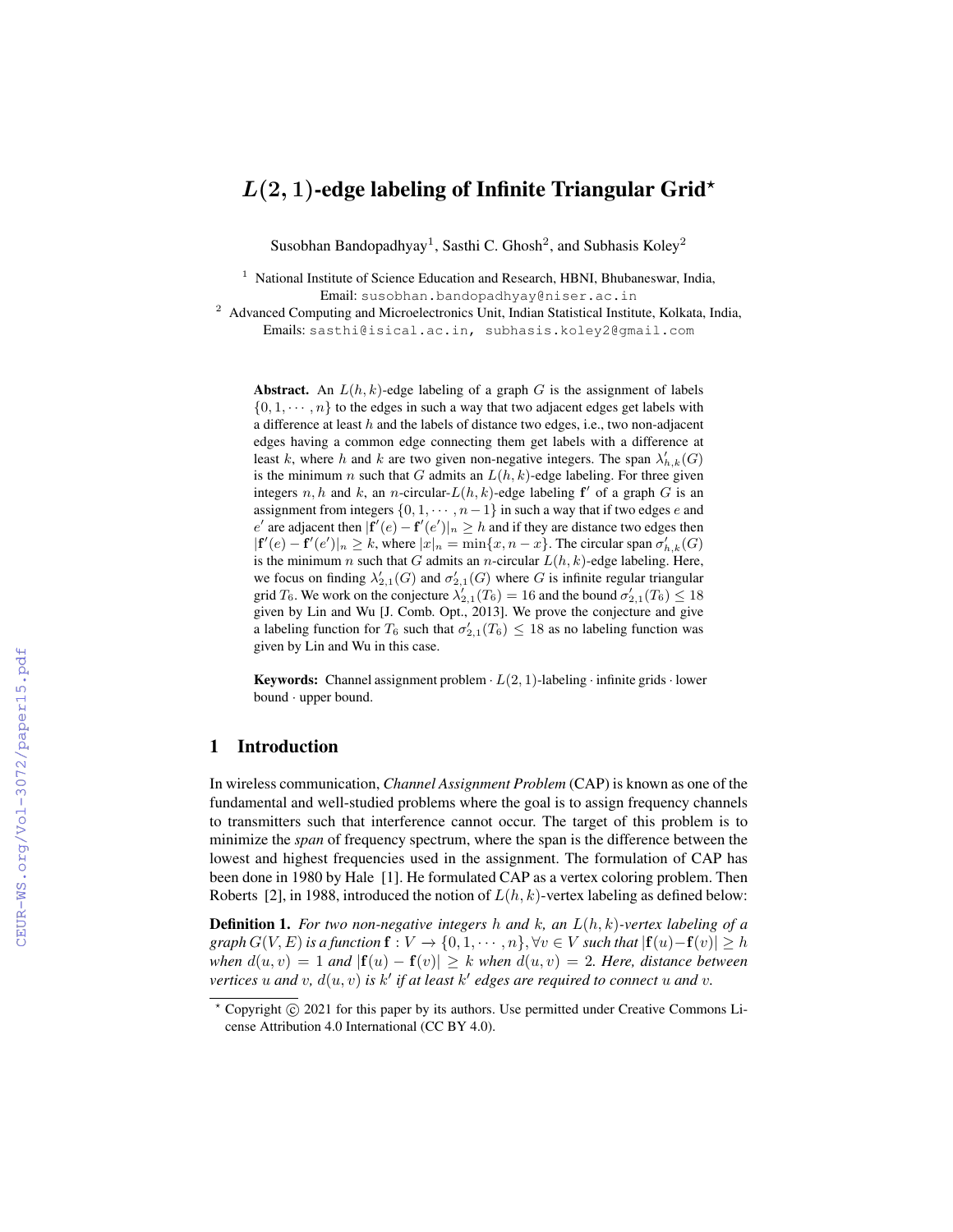# $L(2,1)$-edge labeling of Infinite Triangular Grid*

Susobhan Bandopadhyay[1], Sasthi C. Ghosh[2], and Subhasis Koley[2]

[1] National Institute of Science Education and Research, HBNI, Bhubaneswar, India, Email: susobhan.bandopadhyay@niser.ac.in

[2] Advanced Computing and Microelectronics Unit, Indian Statistical Institute, Kolkata, India, Emails: sasthi@isical.ac.in, subhasis.koley2@gmail.com

**Abstract.** An $L(h,k)$-edge labeling of a graph $G$ is the assignment of labels $\{0,1,\cdots,n\}$ to the edges in such a way that two adjacent edges get labels with a difference at least $h$ and the labels of distance two edges, i.e., two non-adjacent edges having a common edge connecting them get labels with a difference at least $k$, where $h$ and $k$ are two given non-negative integers. The span $\lambda'_{h,k}(G)$ is the minimum $n$ such that $G$ admits an $L(h,k)$-edge labeling. For three given integers $n, h$ and $k$, an $n$-circular-$L(h,k)$-edge labeling $\mathbf{f}'$ of a graph $G$ is an assignment from integers $\{0,1,\cdots,n-1\}$ in such a way that if two edges $e$ and $e'$ are adjacent then $|\mathbf{f}'(e)-\mathbf{f}'(e')|_n \geq h$ and if they are distance two edges then $|\mathbf{f}'(e)-\mathbf{f}'(e')|_n \geq k$, where $|x|_n = \min\{x, n-x\}$. The circular span $\sigma'_{h,k}(G)$ is the minimum $n$ such that $G$ admits an $n$-circular $L(h,k)$-edge labeling. Here, we focus on finding $\lambda'_{2,1}(G)$ and $\sigma'_{2,1}(G)$ where $G$ is infinite regular triangular grid $T_6$. We work on the conjecture $\lambda'_{2,1}(T_6) = 16$ and the bound $\sigma'_{2,1}(T_6) \leq 18$ given by Lin and Wu [J. Comb. Opt., 2013]. We prove the conjecture and give a labeling function for $T_6$ such that $\sigma'_{2,1}(T_6) \leq 18$ as no labeling function was given by Lin and Wu in this case.

**Keywords:** Channel assignment problem · $L(2,1)$-labeling · infinite grids · lower bound · upper bound.

## 1 Introduction

In wireless communication, *Channel Assignment Problem* (CAP) is known as one of the fundamental and well-studied problems where the goal is to assign frequency channels to transmitters such that interference cannot occur. The target of this problem is to minimize the *span* of frequency spectrum, where the span is the difference between the lowest and highest frequencies used in the assignment. The formulation of CAP has been done in 1980 by Hale [1]. He formulated CAP as a vertex coloring problem. Then Roberts [2], in 1988, introduced the notion of $L(h,k)$-vertex labeling as defined below:

**Definition 1.** *For two non-negative integers $h$ and $k$, an $L(h,k)$-vertex labeling of a graph $G(V,E)$ is a function $\mathbf{f} : V \rightarrow \{0,1,\cdots,n\}, \forall v \in V$ such that $|\mathbf{f}(u)-\mathbf{f}(v)| \geq h$ when $d(u,v) = 1$ and $|\mathbf{f}(u)-\mathbf{f}(v)| \geq k$ when $d(u,v) = 2$. Here, distance between vertices $u$ and $v$, $d(u,v)$ is $k'$ if at least $k'$ edges are required to connect $u$ and $v$.*

* Copyright © 2021 for this paper by its authors. Use permitted under Creative Commons License Attribution 4.0 International (CC BY 4.0).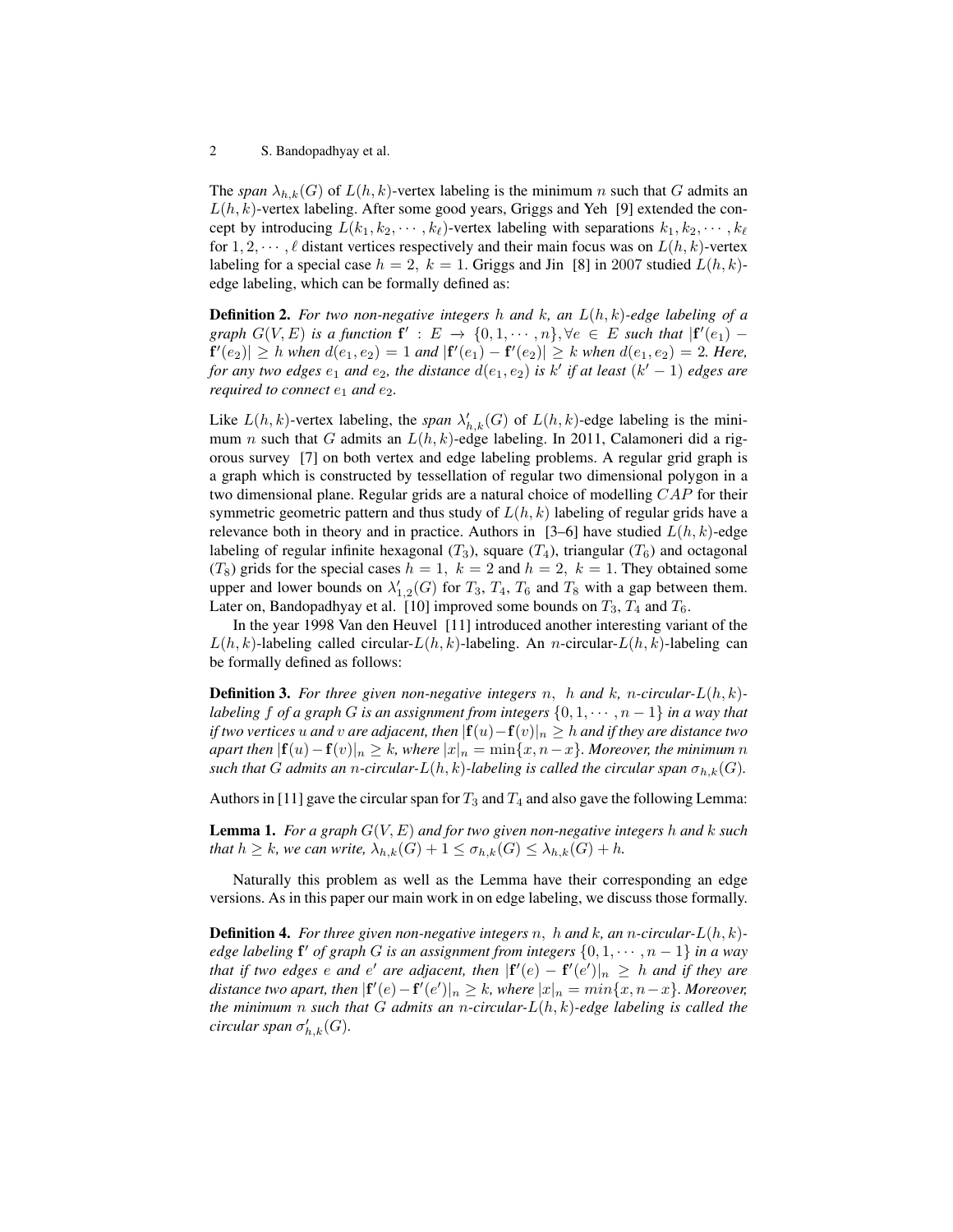The *span* $\lambda_{h,k}(G)$ of $L(h,k)$-vertex labeling is the minimum $n$ such that $G$ admits an $L(h,k)$-vertex labeling. After some good years, Griggs and Yeh [9] extended the concept by introducing $L(k_1, k_2, \cdots, k_\ell)$-vertex labeling with separations $k_1, k_2, \cdots, k_\ell$ for $1, 2, \cdots, \ell$ distant vertices respectively and their main focus was on $L(h,k)$-vertex labeling for a special case $h = 2,\ k = 1$. Griggs and Jin [8] in 2007 studied $L(h,k)$-edge labeling, which can be formally defined as:

**Definition 2.** *For two non-negative integers $h$ and $k$, an $L(h,k)$-edge labeling of a graph $G(V,E)$ is a function $\mathbf{f}' : E \rightarrow \{0, 1, \cdots, n\}, \forall e \in E$ such that $|\mathbf{f}'(e_1) - \mathbf{f}'(e_2)| \geq h$ when $d(e_1, e_2) = 1$ and $|\mathbf{f}'(e_1) - \mathbf{f}'(e_2)| \geq k$ when $d(e_1, e_2) = 2$. Here, for any two edges $e_1$ and $e_2$, the distance $d(e_1, e_2)$ is $k'$ if at least $(k'-1)$ edges are required to connect $e_1$ and $e_2$.*

Like $L(h,k)$-vertex labeling, the *span* $\lambda'_{h,k}(G)$ of $L(h,k)$-edge labeling is the minimum $n$ such that $G$ admits an $L(h,k)$-edge labeling. In 2011, Calamoneri did a rigorous survey [7] on both vertex and edge labeling problems. A regular grid graph is a graph which is constructed by tessellation of regular two dimensional polygon in a two dimensional plane. Regular grids are a natural choice of modelling $CAP$ for their symmetric geometric pattern and thus study of $L(h,k)$ labeling of regular grids have a relevance both in theory and in practice. Authors in [3–6] have studied $L(h,k)$-edge labeling of regular infinite hexagonal ($T_3$), square ($T_4$), triangular ($T_6$) and octagonal ($T_8$) grids for the special cases $h = 1,\ k = 2$ and $h = 2,\ k = 1$. They obtained some upper and lower bounds on $\lambda'_{1,2}(G)$ for $T_3$, $T_4$, $T_6$ and $T_8$ with a gap between them. Later on, Bandopadhyay et al. [10] improved some bounds on $T_3$, $T_4$ and $T_6$.

In the year 1998 Van den Heuvel [11] introduced another interesting variant of the $L(h,k)$-labeling called circular-$L(h,k)$-labeling. An $n$-circular-$L(h,k)$-labeling can be formally defined as follows:

**Definition 3.** *For three given non-negative integers $n$, $h$ and $k$, $n$-circular-$L(h,k)$-labeling $f$ of a graph $G$ is an assignment from integers $\{0, 1, \cdots, n-1\}$ in a way that if two vertices $u$ and $v$ are adjacent, then $|\mathbf{f}(u) - \mathbf{f}(v)|_n \geq h$ and if they are distance two apart then $|\mathbf{f}(u) - \mathbf{f}(v)|_n \geq k$, where $|x|_n = \min\{x, n-x\}$. Moreover, the minimum $n$ such that $G$ admits an $n$-circular-$L(h,k)$-labeling is called the circular span $\sigma_{h,k}(G)$.*

Authors in [11] gave the circular span for $T_3$ and $T_4$ and also gave the following Lemma:

**Lemma 1.** *For a graph $G(V,E)$ and for two given non-negative integers $h$ and $k$ such that $h \geq k$, we can write, $\lambda_{h,k}(G) + 1 \leq \sigma_{h,k}(G) \leq \lambda_{h,k}(G) + h$.*

Naturally this problem as well as the Lemma have their corresponding an edge versions. As in this paper our main work in on edge labeling, we discuss those formally.

**Definition 4.** *For three given non-negative integers $n$, $h$ and $k$, an $n$-circular-$L(h,k)$-edge labeling $\mathbf{f}'$ of graph $G$ is an assignment from integers $\{0, 1, \cdots, n-1\}$ in a way that if two edges $e$ and $e'$ are adjacent, then $|\mathbf{f}'(e) - \mathbf{f}'(e')|_n \geq h$ and if they are distance two apart, then $|\mathbf{f}'(e) - \mathbf{f}'(e')|_n \geq k$, where $|x|_n = min\{x, n-x\}$. Moreover, the minimum $n$ such that $G$ admits an $n$-circular-$L(h,k)$-edge labeling is called the circular span $\sigma'_{h,k}(G)$.*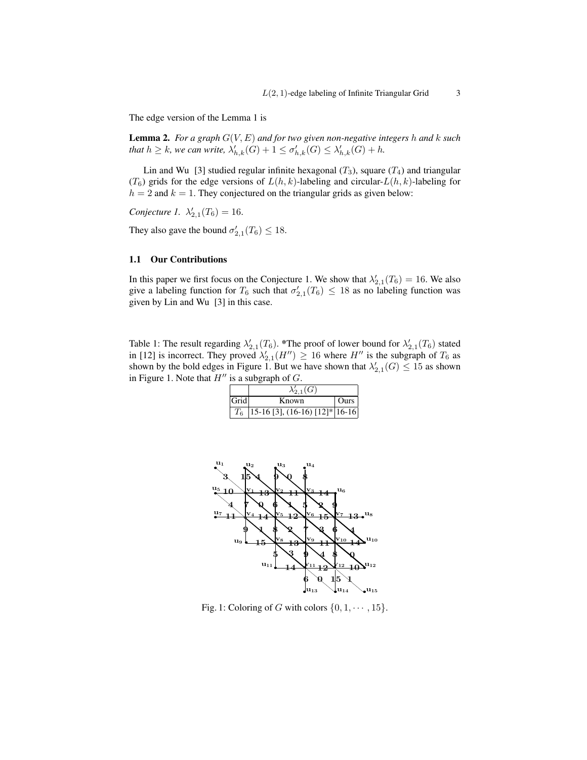The edge version of the Lemma 1 is

**Lemma 2.** *For a graph $G(V, E)$ and for two given non-negative integers $h$ and $k$ such that $h \geq k$, we can write, $\lambda'_{h,k}(G) + 1 \leq \sigma'_{h,k}(G) \leq \lambda'_{h,k}(G) + h$.*

Lin and Wu [3] studied regular infinite hexagonal ($T_3$), square ($T_4$) and triangular ($T_6$) grids for the edge versions of $L(h, k)$-labeling and circular-$L(h, k)$-labeling for $h = 2$ and $k = 1$. They conjectured on the triangular grids as given below:

*Conjecture 1.* $\lambda'_{2,1}(T_6) = 16$.

They also gave the bound $\sigma'_{2,1}(T_6) \leq 18$.

### 1.1 Our Contributions

In this paper we first focus on the Conjecture 1. We show that $\lambda'_{2,1}(T_6) = 16$. We also give a labeling function for $T_6$ such that $\sigma'_{2,1}(T_6) \leq 18$ as no labeling function was given by Lin and Wu [3] in this case.

Table 1: The result regarding $\lambda'_{2,1}(T_6)$. \*The proof of lower bound for $\lambda'_{2,1}(T_6)$ stated in [12] is incorrect. They proved $\lambda'_{2,1}(H'') \geq 16$ where $H''$ is the subgraph of $T_6$ as shown by the bold edges in Figure 1. But we have shown that $\lambda'_{2,1}(G) \leq 15$ as shown in Figure 1. Note that $H''$ is a subgraph of $G$.

| | $\lambda'_{2,1}(G)$ | |
|---|---|---|
| Grid | Known | Ours |
| $T_6$ | 15-16 [3], (16-16) [12]* | 16-16 |

Fig. 1: Coloring of $G$ with colors $\{0, 1, \cdots, 15\}$.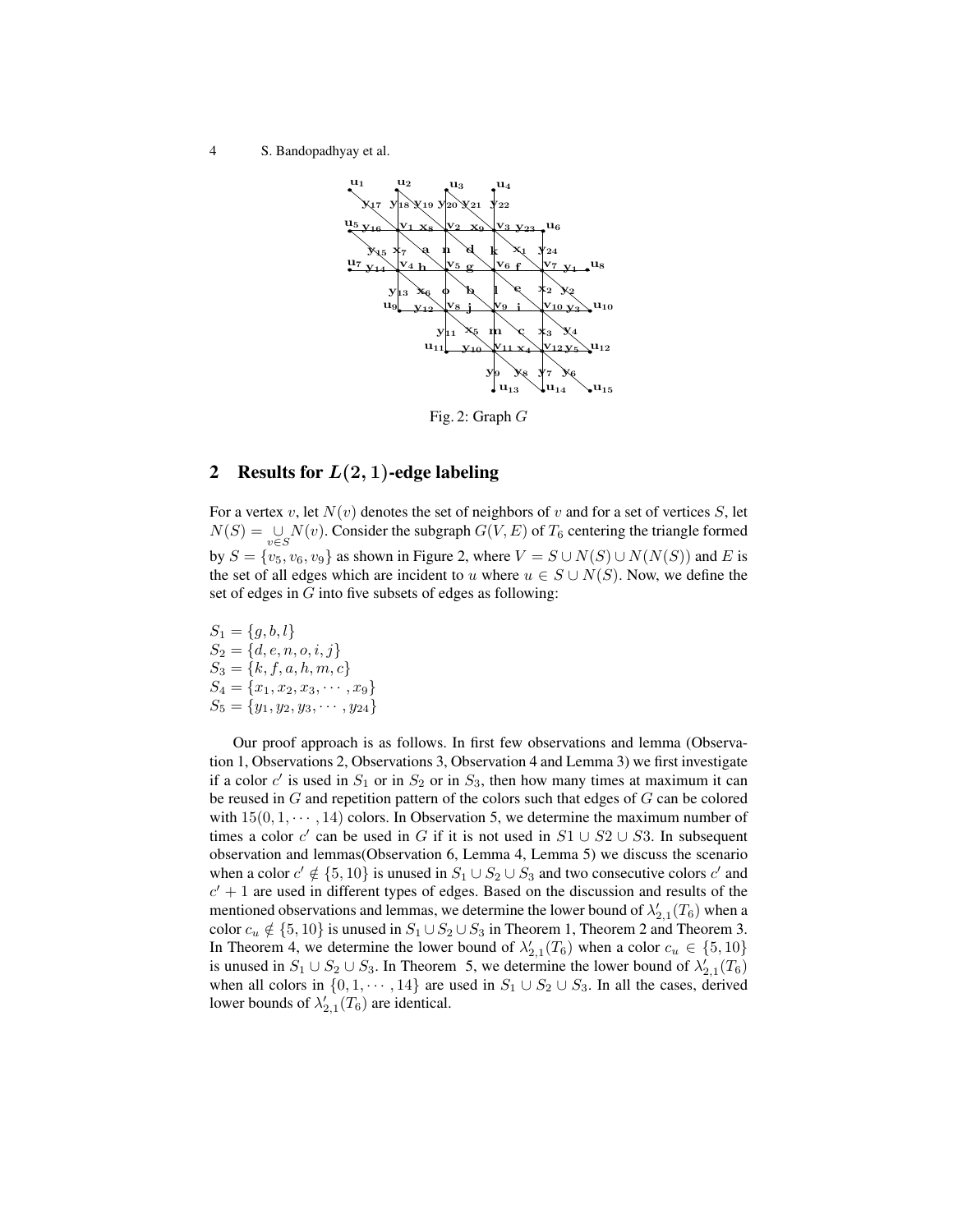Fig. 2: Graph $G$

## 2 Results for $L(2,1)$-edge labeling

For a vertex $v$, let $N(v)$ denotes the set of neighbors of $v$ and for a set of vertices $S$, let $N(S) = \underset{v \in S}{\cup} N(v)$. Consider the subgraph $G(V, E)$ of $T_6$ centering the triangle formed by $S = \{v_5, v_6, v_9\}$ as shown in Figure 2, where $V = S \cup N(S) \cup N(N(S))$ and $E$ is the set of all edges which are incident to $u$ where $u \in S \cup N(S)$. Now, we define the set of edges in $G$ into five subsets of edges as following:

$S_1 = \{g, b, l\}$
$S_2 = \{d, e, n, o, i, j\}$
$S_3 = \{k, f, a, h, m, c\}$
$S_4 = \{x_1, x_2, x_3, \cdots, x_9\}$
$S_5 = \{y_1, y_2, y_3, \cdots, y_{24}\}$

Our proof approach is as follows. In first few observations and lemma (Observation 1, Observations 2, Observations 3, Observation 4 and Lemma 3) we first investigate if a color $c'$ is used in $S_1$ or in $S_2$ or in $S_3$, then how many times at maximum it can be reused in $G$ and repetition pattern of the colors such that edges of $G$ can be colored with $15(0, 1, \cdots, 14)$ colors. In Observation 5, we determine the maximum number of times a color $c'$ can be used in $G$ if it is not used in $S1 \cup S2 \cup S3$. In subsequent observation and lemmas(Observation 6, Lemma 4, Lemma 5) we discuss the scenario when a color $c' \notin \{5, 10\}$ is unused in $S_1 \cup S_2 \cup S_3$ and two consecutive colors $c'$ and $c' + 1$ are used in different types of edges. Based on the discussion and results of the mentioned observations and lemmas, we determine the lower bound of $\lambda'_{2,1}(T_6)$ when a color $c_u \notin \{5, 10\}$ is unused in $S_1 \cup S_2 \cup S_3$ in Theorem 1, Theorem 2 and Theorem 3. In Theorem 4, we determine the lower bound of $\lambda'_{2,1}(T_6)$ when a color $c_u \in \{5, 10\}$ is unused in $S_1 \cup S_2 \cup S_3$. In Theorem 5, we determine the lower bound of $\lambda'_{2,1}(T_6)$ when all colors in $\{0, 1, \cdots, 14\}$ are used in $S_1 \cup S_2 \cup S_3$. In all the cases, derived lower bounds of $\lambda'_{2,1}(T_6)$ are identical.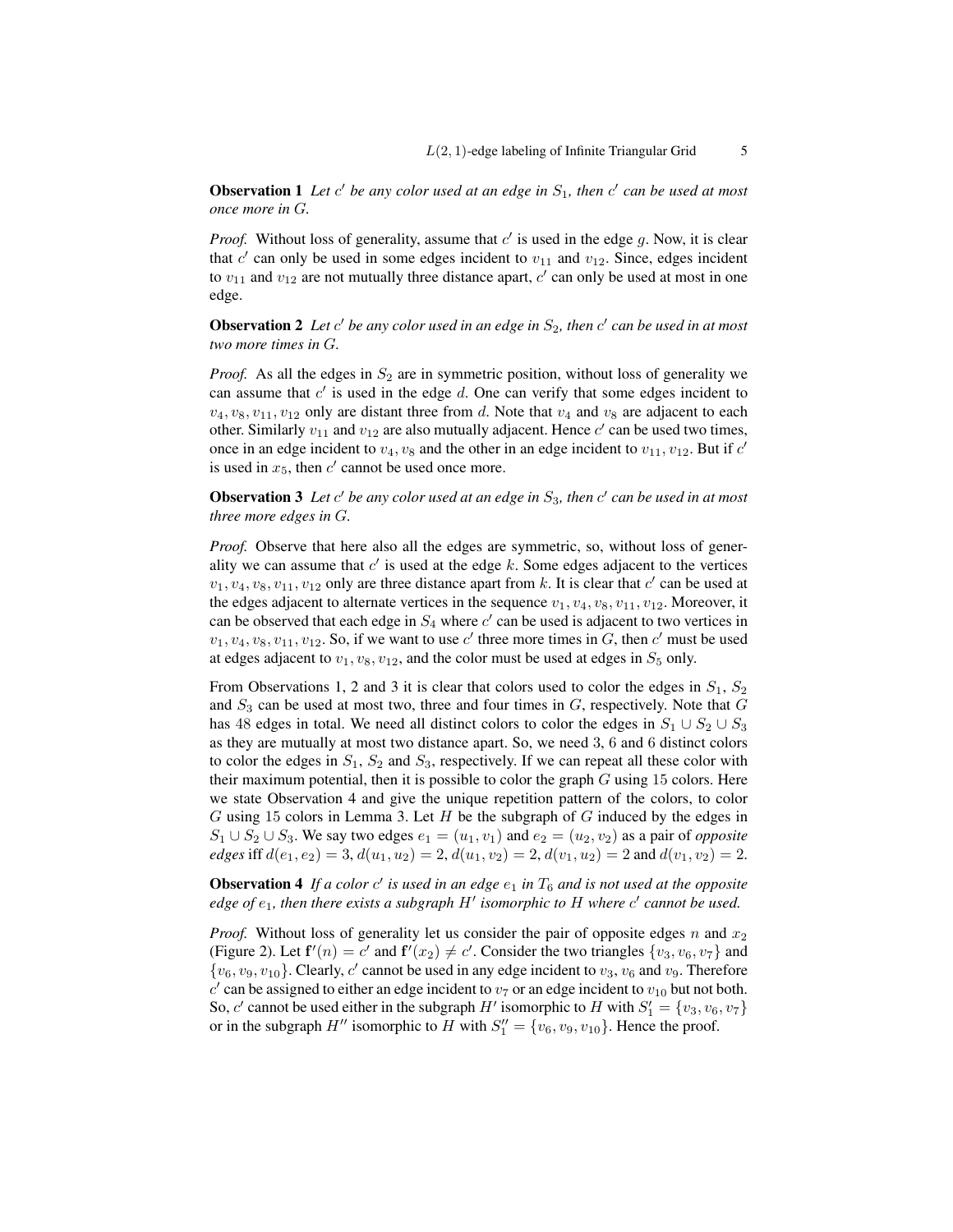**Observation 1** *Let $c'$ be any color used at an edge in $S_1$, then $c'$ can be used at most once more in $G$.*

*Proof.* Without loss of generality, assume that $c'$ is used in the edge $g$. Now, it is clear that $c'$ can only be used in some edges incident to $v_{11}$ and $v_{12}$. Since, edges incident to $v_{11}$ and $v_{12}$ are not mutually three distance apart, $c'$ can only be used at most in one edge.

**Observation 2** *Let $c'$ be any color used in an edge in $S_2$, then $c'$ can be used in at most two more times in $G$.*

*Proof.* As all the edges in $S_2$ are in symmetric position, without loss of generality we can assume that $c'$ is used in the edge $d$. One can verify that some edges incident to $v_4, v_8, v_{11}, v_{12}$ only are distant three from $d$. Note that $v_4$ and $v_8$ are adjacent to each other. Similarly $v_{11}$ and $v_{12}$ are also mutually adjacent. Hence $c'$ can be used two times, once in an edge incident to $v_4, v_8$ and the other in an edge incident to $v_{11}, v_{12}$. But if $c'$ is used in $x_5$, then $c'$ cannot be used once more.

**Observation 3** *Let $c'$ be any color used at an edge in $S_3$, then $c'$ can be used in at most three more edges in $G$.*

*Proof.* Observe that here also all the edges are symmetric, so, without loss of generality we can assume that $c'$ is used at the edge $k$. Some edges adjacent to the vertices $v_1, v_4, v_8, v_{11}, v_{12}$ only are three distance apart from $k$. It is clear that $c'$ can be used at the edges adjacent to alternate vertices in the sequence $v_1, v_4, v_8, v_{11}, v_{12}$. Moreover, it can be observed that each edge in $S_4$ where $c'$ can be used is adjacent to two vertices in $v_1, v_4, v_8, v_{11}, v_{12}$. So, if we want to use $c'$ three more times in $G$, then $c'$ must be used at edges adjacent to $v_1, v_8, v_{12}$, and the color must be used at edges in $S_5$ only.

From Observations 1, 2 and 3 it is clear that colors used to color the edges in $S_1$, $S_2$ and $S_3$ can be used at most two, three and four times in $G$, respectively. Note that $G$ has 48 edges in total. We need all distinct colors to color the edges in $S_1 \cup S_2 \cup S_3$ as they are mutually at most two distance apart. So, we need 3, 6 and 6 distinct colors to color the edges in $S_1$, $S_2$ and $S_3$, respectively. If we can repeat all these color with their maximum potential, then it is possible to color the graph $G$ using 15 colors. Here we state Observation 4 and give the unique repetition pattern of the colors, to color $G$ using 15 colors in Lemma 3. Let $H$ be the subgraph of $G$ induced by the edges in $S_1 \cup S_2 \cup S_3$. We say two edges $e_1 = (u_1, v_1)$ and $e_2 = (u_2, v_2)$ as a pair of *opposite edges* iff $d(e_1, e_2) = 3$, $d(u_1, u_2) = 2$, $d(u_1, v_2) = 2$, $d(v_1, u_2) = 2$ and $d(v_1, v_2) = 2$.

**Observation 4** *If a color $c'$ is used in an edge $e_1$ in $T_6$ and is not used at the opposite edge of $e_1$, then there exists a subgraph $H'$ isomorphic to $H$ where $c'$ cannot be used.*

*Proof.* Without loss of generality let us consider the pair of opposite edges $n$ and $x_2$ (Figure 2). Let $\mathbf{f}'(n) = c'$ and $\mathbf{f}'(x_2) \neq c'$. Consider the two triangles $\{v_3, v_6, v_7\}$ and $\{v_6, v_9, v_{10}\}$. Clearly, $c'$ cannot be used in any edge incident to $v_3$, $v_6$ and $v_9$. Therefore $c'$ can be assigned to either an edge incident to $v_7$ or an edge incident to $v_{10}$ but not both. So, $c'$ cannot be used either in the subgraph $H'$ isomorphic to $H$ with $S_1' = \{v_3, v_6, v_7\}$ or in the subgraph $H''$ isomorphic to $H$ with $S_1'' = \{v_6, v_9, v_{10}\}$. Hence the proof.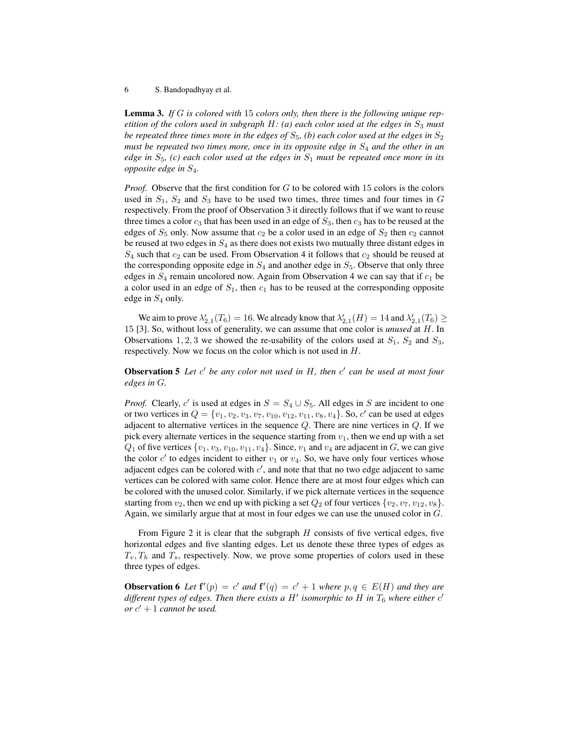**Lemma 3.** *If $G$ is colored with 15 colors only, then there is the following unique repetition of the colors used in subgraph $H$: (a) each color used at the edges in $S_3$ must be repeated three times more in the edges of $S_5$, (b) each color used at the edges in $S_2$ must be repeated two times more, once in its opposite edge in $S_4$ and the other in an edge in $S_5$, (c) each color used at the edges in $S_1$ must be repeated once more in its opposite edge in $S_4$.*

*Proof.* Observe that the first condition for $G$ to be colored with 15 colors is the colors used in $S_1$, $S_2$ and $S_3$ have to be used two times, three times and four times in $G$ respectively. From the proof of Observation 3 it directly follows that if we want to reuse three times a color $c_3$ that has been used in an edge of $S_3$, then $c_3$ has to be reused at the edges of $S_5$ only. Now assume that $c_2$ be a color used in an edge of $S_2$ then $c_2$ cannot be reused at two edges in $S_4$ as there does not exists two mutually three distant edges in $S_4$ such that $c_2$ can be used. From Observation 4 it follows that $c_2$ should be reused at the corresponding opposite edge in $S_4$ and another edge in $S_5$. Observe that only three edges in $S_4$ remain uncolored now. Again from Observation 4 we can say that if $c_1$ be a color used in an edge of $S_1$, then $c_1$ has to be reused at the corresponding opposite edge in $S_4$ only.

We aim to prove $\lambda'_{2,1}(T_6) = 16$. We already know that $\lambda'_{2,1}(H) = 14$ and $\lambda'_{2,1}(T_6) \geq 15$ [3]. So, without loss of generality, we can assume that one color is *unused* at $H$. In Observations 1, 2, 3 we showed the re-usability of the colors used at $S_1$, $S_2$ and $S_3$, respectively. Now we focus on the color which is not used in $H$.

**Observation 5** *Let $c'$ be any color not used in $H$, then $c'$ can be used at most four edges in $G$.*

*Proof.* Clearly, $c'$ is used at edges in $S = S_4 \cup S_5$. All edges in $S$ are incident to one or two vertices in $Q = \{v_1, v_2, v_3, v_7, v_{10}, v_{12}, v_{11}, v_8, v_4\}$. So, $c'$ can be used at edges adjacent to alternative vertices in the sequence $Q$. There are nine vertices in $Q$. If we pick every alternate vertices in the sequence starting from $v_1$, then we end up with a set $Q_1$ of five vertices $\{v_1, v_3, v_{10}, v_{11}, v_4\}$. Since, $v_1$ and $v_4$ are adjacent in $G$, we can give the color $c'$ to edges incident to either $v_1$ or $v_4$. So, we have only four vertices whose adjacent edges can be colored with $c'$, and note that that no two edge adjacent to same vertices can be colored with same color. Hence there are at most four edges which can be colored with the unused color. Similarly, if we pick alternate vertices in the sequence starting from $v_2$, then we end up with picking a set $Q_2$ of four vertices $\{v_2, v_7, v_{12}, v_8\}$. Again, we similarly argue that at most in four edges we can use the unused color in $G$.

From Figure 2 it is clear that the subgraph $H$ consists of five vertical edges, five horizontal edges and five slanting edges. Let us denote these three types of edges as $T_v, T_h$ and $T_s$, respectively. Now, we prove some properties of colors used in these three types of edges.

**Observation 6** *Let $\mathbf{f}'(p) = c'$ and $\mathbf{f}'(q) = c' + 1$ where $p, q \in E(H)$ and they are different types of edges. Then there exists a $H'$ isomorphic to $H$ in $T_6$ where either $c'$ or $c' + 1$ cannot be used.*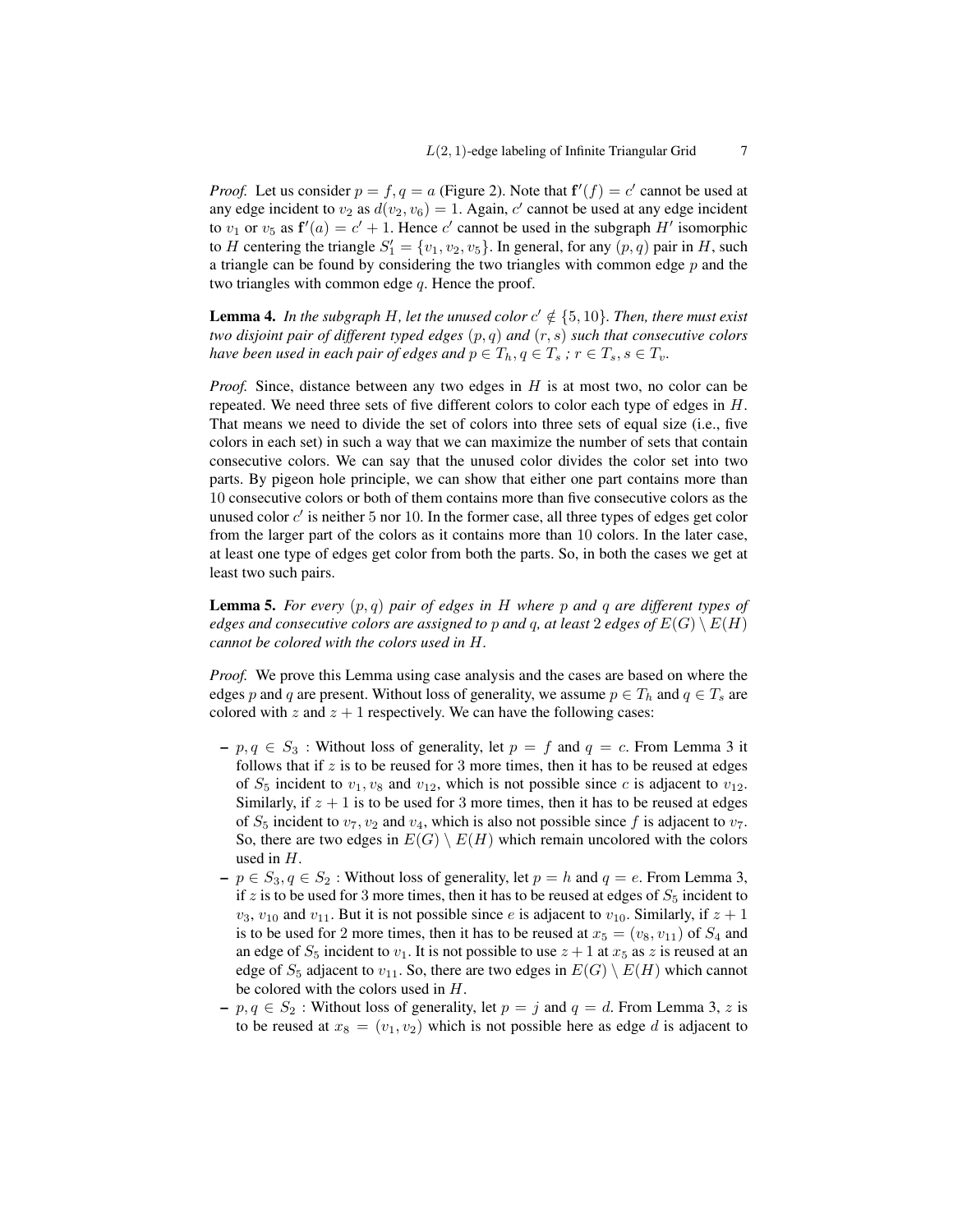*Proof.* Let us consider $p = f, q = a$ (Figure 2). Note that $\mathbf{f}'(f) = c'$ cannot be used at any edge incident to $v_2$ as $d(v_2, v_6) = 1$. Again, $c'$ cannot be used at any edge incident to $v_1$ or $v_5$ as $\mathbf{f}'(a) = c' + 1$. Hence $c'$ cannot be used in the subgraph $H'$ isomorphic to $H$ centering the triangle $S_1' = \{v_1, v_2, v_5\}$. In general, for any $(p, q)$ pair in $H$, such a triangle can be found by considering the two triangles with common edge $p$ and the two triangles with common edge $q$. Hence the proof.

**Lemma 4.** *In the subgraph $H$, let the unused color $c' \notin \{5, 10\}$. Then, there must exist two disjoint pair of different typed edges $(p, q)$ and $(r, s)$ such that consecutive colors have been used in each pair of edges and $p \in T_h, q \in T_s$ ; $r \in T_s, s \in T_v$.*

*Proof.* Since, distance between any two edges in $H$ is at most two, no color can be repeated. We need three sets of five different colors to color each type of edges in $H$. That means we need to divide the set of colors into three sets of equal size (i.e., five colors in each set) in such a way that we can maximize the number of sets that contain consecutive colors. We can say that the unused color divides the color set into two parts. By pigeon hole principle, we can show that either one part contains more than 10 consecutive colors or both of them contains more than five consecutive colors as the unused color $c'$ is neither 5 nor 10. In the former case, all three types of edges get color from the larger part of the colors as it contains more than 10 colors. In the later case, at least one type of edges get color from both the parts. So, in both the cases we get at least two such pairs.

**Lemma 5.** *For every $(p, q)$ pair of edges in $H$ where $p$ and $q$ are different types of edges and consecutive colors are assigned to $p$ and $q$, at least 2 edges of $E(G) \setminus E(H)$ cannot be colored with the colors used in $H$.*

*Proof.* We prove this Lemma using case analysis and the cases are based on where the edges $p$ and $q$ are present. Without loss of generality, we assume $p \in T_h$ and $q \in T_s$ are colored with $z$ and $z + 1$ respectively. We can have the following cases:

- $p, q \in S_3$ : Without loss of generality, let $p = f$ and $q = c$. From Lemma 3 it follows that if $z$ is to be reused for 3 more times, then it has to be reused at edges of $S_5$ incident to $v_1, v_8$ and $v_{12}$, which is not possible since $c$ is adjacent to $v_{12}$. Similarly, if $z + 1$ is to be used for 3 more times, then it has to be reused at edges of $S_5$ incident to $v_7, v_2$ and $v_4$, which is also not possible since $f$ is adjacent to $v_7$. So, there are two edges in $E(G) \setminus E(H)$ which remain uncolored with the colors used in $H$.
- $p \in S_3, q \in S_2$ : Without loss of generality, let $p = h$ and $q = e$. From Lemma 3, if $z$ is to be used for 3 more times, then it has to be reused at edges of $S_5$ incident to $v_3$, $v_{10}$ and $v_{11}$. But it is not possible since $e$ is adjacent to $v_{10}$. Similarly, if $z + 1$ is to be used for 2 more times, then it has to be reused at $x_5 = (v_8, v_{11})$ of $S_4$ and an edge of $S_5$ incident to $v_1$. It is not possible to use $z + 1$ at $x_5$ as $z$ is reused at an edge of $S_5$ adjacent to $v_{11}$. So, there are two edges in $E(G) \setminus E(H)$ which cannot be colored with the colors used in $H$.
- $p, q \in S_2$ : Without loss of generality, let $p = j$ and $q = d$. From Lemma 3, $z$ is to be reused at $x_8 = (v_1, v_2)$ which is not possible here as edge $d$ is adjacent to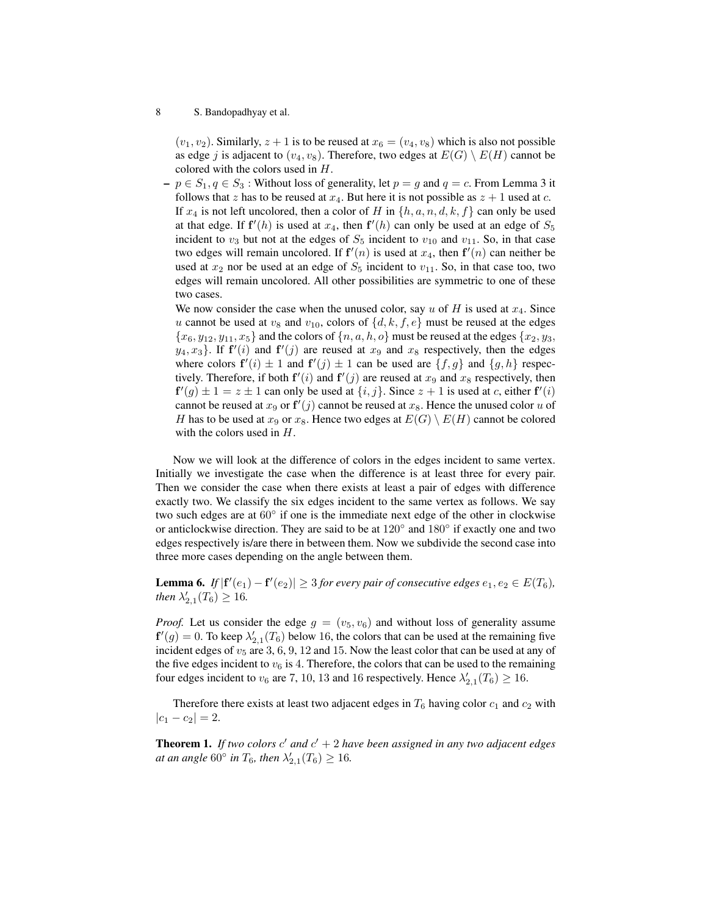$(v_1, v_2)$. Similarly, $z+1$ is to be reused at $x_6 = (v_4, v_8)$ which is also not possible as edge $j$ is adjacent to $(v_4, v_8)$. Therefore, two edges at $E(G) \setminus E(H)$ cannot be colored with the colors used in $H$.

– $p \in S_1, q \in S_3$ : Without loss of generality, let $p = g$ and $q = c$. From Lemma 3 it follows that $z$ has to be reused at $x_4$. But here it is not possible as $z+1$ used at $c$. If $x_4$ is not left uncolored, then a color of $H$ in $\{h, a, n, d, k, f\}$ can only be used at that edge. If $\mathbf{f}'(h)$ is used at $x_4$, then $\mathbf{f}'(h)$ can only be used at an edge of $S_5$ incident to $v_3$ but not at the edges of $S_5$ incident to $v_{10}$ and $v_{11}$. So, in that case two edges will remain uncolored. If $\mathbf{f}'(n)$ is used at $x_4$, then $\mathbf{f}'(n)$ can neither be used at $x_2$ nor be used at an edge of $S_5$ incident to $v_{11}$. So, in that case too, two edges will remain uncolored. All other possibilities are symmetric to one of these two cases.

  We now consider the case when the unused color, say $u$ of $H$ is used at $x_4$. Since $u$ cannot be used at $v_8$ and $v_{10}$, colors of $\{d, k, f, e\}$ must be reused at the edges $\{x_6, y_{12}, y_{11}, x_5\}$ and the colors of $\{n, a, h, o\}$ must be reused at the edges $\{x_2, y_3, y_4, x_3\}$. If $\mathbf{f}'(i)$ and $\mathbf{f}'(j)$ are reused at $x_9$ and $x_8$ respectively, then the edges where colors $\mathbf{f}'(i) \pm 1$ and $\mathbf{f}'(j) \pm 1$ can be used are $\{f, g\}$ and $\{g, h\}$ respectively. Therefore, if both $\mathbf{f}'(i)$ and $\mathbf{f}'(j)$ are reused at $x_9$ and $x_8$ respectively, then $\mathbf{f}'(g) \pm 1 = z \pm 1$ can only be used at $\{i, j\}$. Since $z+1$ is used at $c$, either $\mathbf{f}'(i)$ cannot be reused at $x_9$ or $\mathbf{f}'(j)$ cannot be reused at $x_8$. Hence the unused color $u$ of $H$ has to be used at $x_9$ or $x_8$. Hence two edges at $E(G) \setminus E(H)$ cannot be colored with the colors used in $H$.

Now we will look at the difference of colors in the edges incident to same vertex. Initially we investigate the case when the difference is at least three for every pair. Then we consider the case when there exists at least a pair of edges with difference exactly two. We classify the six edges incident to the same vertex as follows. We say two such edges are at $60^\circ$ if one is the immediate next edge of the other in clockwise or anticlockwise direction. They are said to be at $120^\circ$ and $180^\circ$ if exactly one and two edges respectively is/are there in between them. Now we subdivide the second case into three more cases depending on the angle between them.

**Lemma 6.** *If $|\mathbf{f}'(e_1) - \mathbf{f}'(e_2)| \geq 3$ for every pair of consecutive edges $e_1, e_2 \in E(T_6)$, then $\lambda'_{2,1}(T_6) \geq 16$.*

*Proof.* Let us consider the edge $g = (v_5, v_6)$ and without loss of generality assume $\mathbf{f}'(g) = 0$. To keep $\lambda'_{2,1}(T_6)$ below 16, the colors that can be used at the remaining five incident edges of $v_5$ are 3, 6, 9, 12 and 15. Now the least color that can be used at any of the five edges incident to $v_6$ is 4. Therefore, the colors that can be used to the remaining four edges incident to $v_6$ are 7, 10, 13 and 16 respectively. Hence $\lambda'_{2,1}(T_6) \geq 16$.

Therefore there exists at least two adjacent edges in $T_6$ having color $c_1$ and $c_2$ with $|c_1 - c_2| = 2$.

**Theorem 1.** *If two colors $c'$ and $c'+2$ have been assigned in any two adjacent edges at an angle $60^\circ$ in $T_6$, then $\lambda'_{2,1}(T_6) \geq 16$.*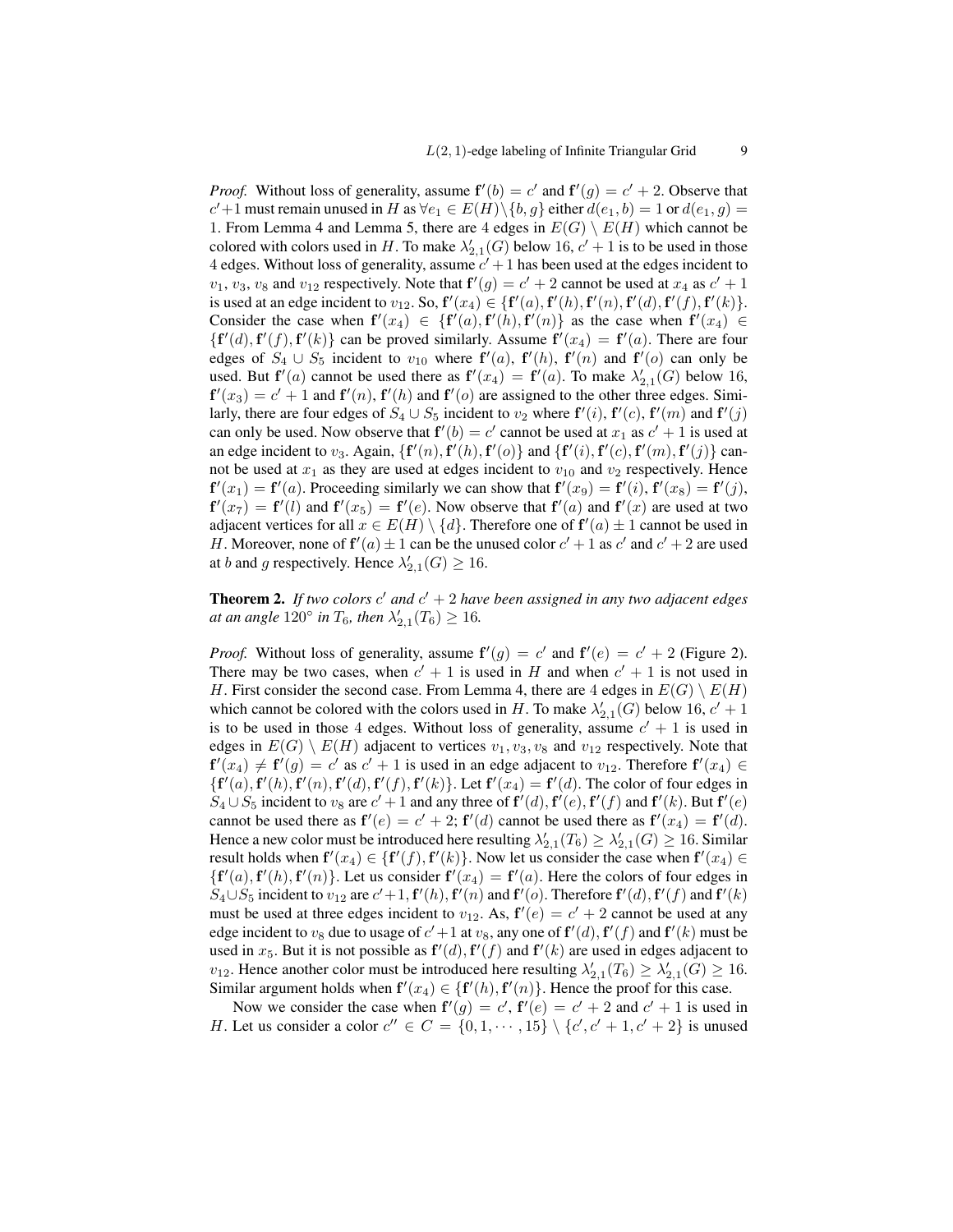*Proof.* Without loss of generality, assume $\mathbf{f}'(b) = c'$ and $\mathbf{f}'(g) = c' + 2$. Observe that $c'+1$ must remain unused in $H$ as $\forall e_1 \in E(H)\setminus\{b, g\}$ either $d(e_1, b) = 1$ or $d(e_1, g) = 1$. From Lemma 4 and Lemma 5, there are 4 edges in $E(G) \setminus E(H)$ which cannot be colored with colors used in $H$. To make $\lambda'_{2,1}(G)$ below 16, $c' + 1$ is to be used in those 4 edges. Without loss of generality, assume $c' + 1$ has been used at the edges incident to $v_1$, $v_3$, $v_8$ and $v_{12}$ respectively. Note that $\mathbf{f}'(g) = c' + 2$ cannot be used at $x_4$ as $c' + 1$ is used at an edge incident to $v_{12}$. So, $\mathbf{f}'(x_4) \in \{\mathbf{f}'(a), \mathbf{f}'(h), \mathbf{f}'(n), \mathbf{f}'(d), \mathbf{f}'(f), \mathbf{f}'(k)\}$. Consider the case when $\mathbf{f}'(x_4) \in \{\mathbf{f}'(a), \mathbf{f}'(h), \mathbf{f}'(n)\}$ as the case when $\mathbf{f}'(x_4) \in \{\mathbf{f}'(d), \mathbf{f}'(f), \mathbf{f}'(k)\}$ can be proved similarly. Assume $\mathbf{f}'(x_4) = \mathbf{f}'(a)$. There are four edges of $S_4 \cup S_5$ incident to $v_{10}$ where $\mathbf{f}'(a)$, $\mathbf{f}'(h)$, $\mathbf{f}'(n)$ and $\mathbf{f}'(o)$ can only be used. But $\mathbf{f}'(a)$ cannot be used there as $\mathbf{f}'(x_4) = \mathbf{f}'(a)$. To make $\lambda'_{2,1}(G)$ below 16, $\mathbf{f}'(x_3) = c' + 1$ and $\mathbf{f}'(n)$, $\mathbf{f}'(h)$ and $\mathbf{f}'(o)$ are assigned to the other three edges. Similarly, there are four edges of $S_4 \cup S_5$ incident to $v_2$ where $\mathbf{f}'(i)$, $\mathbf{f}'(c)$, $\mathbf{f}'(m)$ and $\mathbf{f}'(j)$ can only be used. Now observe that $\mathbf{f}'(b) = c'$ cannot be used at $x_1$ as $c' + 1$ is used at an edge incident to $v_3$. Again, $\{\mathbf{f}'(n), \mathbf{f}'(h), \mathbf{f}'(o)\}$ and $\{\mathbf{f}'(i), \mathbf{f}'(c), \mathbf{f}'(m), \mathbf{f}'(j)\}$ cannot be used at $x_1$ as they are used at edges incident to $v_{10}$ and $v_2$ respectively. Hence $\mathbf{f}'(x_1) = \mathbf{f}'(a)$. Proceeding similarly we can show that $\mathbf{f}'(x_9) = \mathbf{f}'(i)$, $\mathbf{f}'(x_8) = \mathbf{f}'(j)$, $\mathbf{f}'(x_7) = \mathbf{f}'(l)$ and $\mathbf{f}'(x_5) = \mathbf{f}'(e)$. Now observe that $\mathbf{f}'(a)$ and $\mathbf{f}'(x)$ are used at two adjacent vertices for all $x \in E(H) \setminus \{d\}$. Therefore one of $\mathbf{f}'(a) \pm 1$ cannot be used in $H$. Moreover, none of $\mathbf{f}'(a) \pm 1$ can be the unused color $c' + 1$ as $c'$ and $c' + 2$ are used at $b$ and $g$ respectively. Hence $\lambda'_{2,1}(G) \geq 16$.

**Theorem 2.** *If two colors $c'$ and $c' + 2$ have been assigned in any two adjacent edges at an angle $120°$ in $T_6$, then $\lambda'_{2,1}(T_6) \geq 16$.*

*Proof.* Without loss of generality, assume $\mathbf{f}'(g) = c'$ and $\mathbf{f}'(e) = c' + 2$ (Figure 2). There may be two cases, when $c' + 1$ is used in $H$ and when $c' + 1$ is not used in $H$. First consider the second case. From Lemma 4, there are 4 edges in $E(G) \setminus E(H)$ which cannot be colored with the colors used in $H$. To make $\lambda'_{2,1}(G)$ below 16, $c' + 1$ is to be used in those 4 edges. Without loss of generality, assume $c' + 1$ is used in edges in $E(G) \setminus E(H)$ adjacent to vertices $v_1, v_3, v_8$ and $v_{12}$ respectively. Note that $\mathbf{f}'(x_4) \neq \mathbf{f}'(g) = c'$ as $c' + 1$ is used in an edge adjacent to $v_{12}$. Therefore $\mathbf{f}'(x_4) \in \{\mathbf{f}'(a), \mathbf{f}'(h), \mathbf{f}'(n), \mathbf{f}'(d), \mathbf{f}'(f), \mathbf{f}'(k)\}$. Let $\mathbf{f}'(x_4) = \mathbf{f}'(d)$. The color of four edges in $S_4 \cup S_5$ incident to $v_8$ are $c' + 1$ and any three of $\mathbf{f}'(d)$, $\mathbf{f}'(e)$, $\mathbf{f}'(f)$ and $\mathbf{f}'(k)$. But $\mathbf{f}'(e)$ cannot be used there as $\mathbf{f}'(e) = c' + 2$; $\mathbf{f}'(d)$ cannot be used there as $\mathbf{f}'(x_4) = \mathbf{f}'(d)$. Hence a new color must be introduced here resulting $\lambda'_{2,1}(T_6) \geq \lambda'_{2,1}(G) \geq 16$. Similar result holds when $\mathbf{f}'(x_4) \in \{\mathbf{f}'(f), \mathbf{f}'(k)\}$. Now let us consider the case when $\mathbf{f}'(x_4) \in \{\mathbf{f}'(a), \mathbf{f}'(h), \mathbf{f}'(n)\}$. Let us consider $\mathbf{f}'(x_4) = \mathbf{f}'(a)$. Here the colors of four edges in $S_4 \cup S_5$ incident to $v_{12}$ are $c'+1$, $\mathbf{f}'(h)$, $\mathbf{f}'(n)$ and $\mathbf{f}'(o)$. Therefore $\mathbf{f}'(d)$, $\mathbf{f}'(f)$ and $\mathbf{f}'(k)$ must be used at three edges incident to $v_{12}$. As, $\mathbf{f}'(e) = c' + 2$ cannot be used at any edge incident to $v_8$ due to usage of $c' + 1$ at $v_8$, any one of $\mathbf{f}'(d)$, $\mathbf{f}'(f)$ and $\mathbf{f}'(k)$ must be used in $x_5$. But it is not possible as $\mathbf{f}'(d)$, $\mathbf{f}'(f)$ and $\mathbf{f}'(k)$ are used in edges adjacent to $v_{12}$. Hence another color must be introduced here resulting $\lambda'_{2,1}(T_6) \geq \lambda'_{2,1}(G) \geq 16$. Similar argument holds when $\mathbf{f}'(x_4) \in \{\mathbf{f}'(h), \mathbf{f}'(n)\}$. Hence the proof for this case.

Now we consider the case when $\mathbf{f}'(g) = c'$, $\mathbf{f}'(e) = c' + 2$ and $c' + 1$ is used in $H$. Let us consider a color $c'' \in C = \{0, 1, \cdots, 15\} \setminus \{c', c' + 1, c' + 2\}$ is unused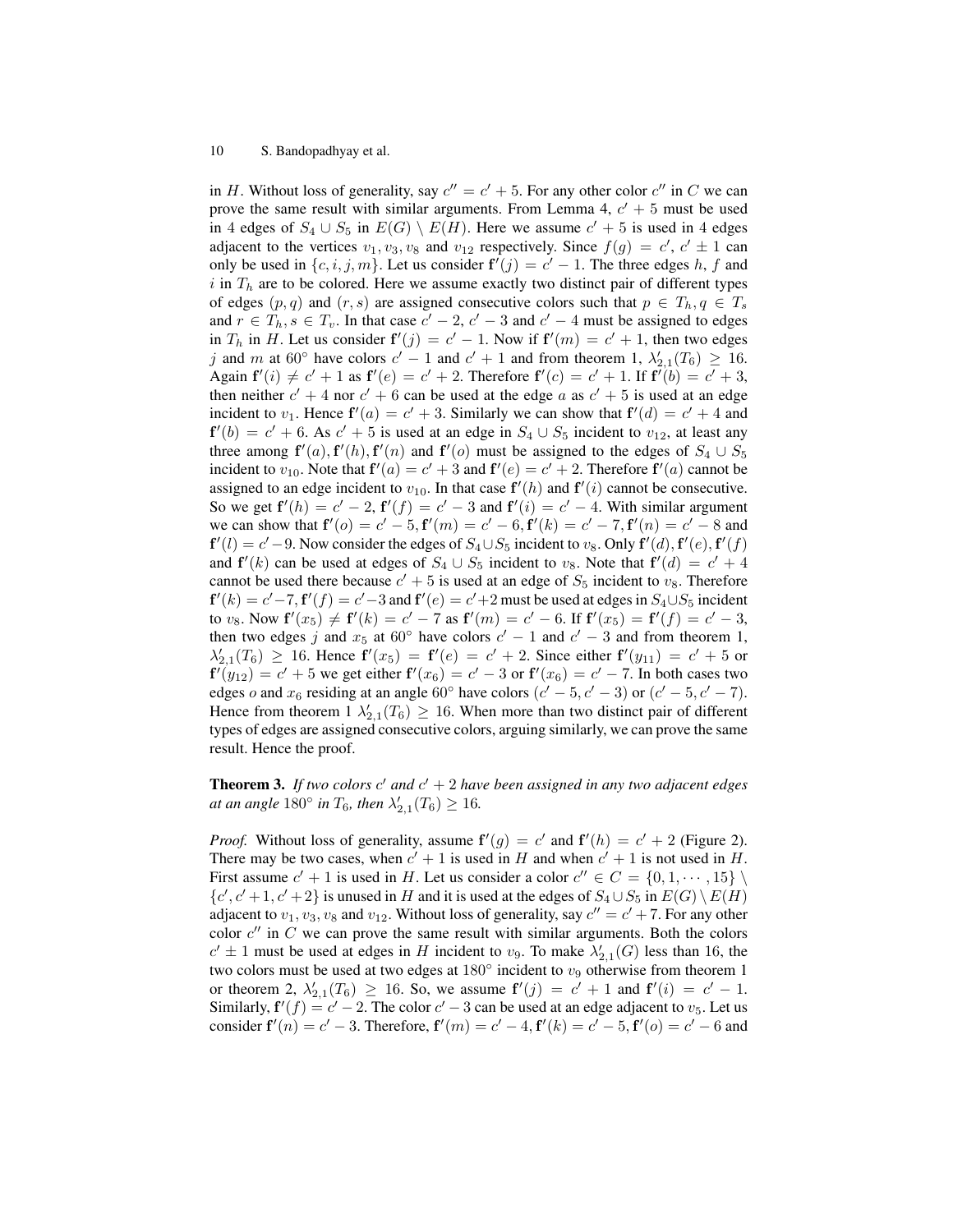in $H$. Without loss of generality, say $c'' = c' + 5$. For any other color $c''$ in $C$ we can prove the same result with similar arguments. From Lemma 4, $c' + 5$ must be used in 4 edges of $S_4 \cup S_5$ in $E(G) \setminus E(H)$. Here we assume $c' + 5$ is used in 4 edges adjacent to the vertices $v_1, v_3, v_8$ and $v_{12}$ respectively. Since $f(g) = c'$, $c' \pm 1$ can only be used in $\{c, i, j, m\}$. Let us consider $\mathbf{f}'(j) = c' - 1$. The three edges $h$, $f$ and $i$ in $T_h$ are to be colored. Here we assume exactly two distinct pair of different types of edges $(p, q)$ and $(r, s)$ are assigned consecutive colors such that $p \in T_h, q \in T_s$ and $r \in T_h, s \in T_v$. In that case $c' - 2$, $c' - 3$ and $c' - 4$ must be assigned to edges in $T_h$ in $H$. Let us consider $\mathbf{f}'(j) = c' - 1$. Now if $\mathbf{f}'(m) = c' + 1$, then two edges $j$ and $m$ at $60^\circ$ have colors $c' - 1$ and $c' + 1$ and from theorem 1, $\lambda'_{2,1}(T_6) \geq 16$. Again $\mathbf{f}'(i) \neq c' + 1$ as $\mathbf{f}'(e) = c' + 2$. Therefore $\mathbf{f}'(c) = c' + 1$. If $\mathbf{f}'(b) = c' + 3$, then neither $c' + 4$ nor $c' + 6$ can be used at the edge $a$ as $c' + 5$ is used at an edge incident to $v_1$. Hence $\mathbf{f}'(a) = c' + 3$. Similarly we can show that $\mathbf{f}'(d) = c' + 4$ and $\mathbf{f}'(b) = c' + 6$. As $c' + 5$ is used at an edge in $S_4 \cup S_5$ incident to $v_{12}$, at least any three among $\mathbf{f}'(a), \mathbf{f}'(h), \mathbf{f}'(n)$ and $\mathbf{f}'(o)$ must be assigned to the edges of $S_4 \cup S_5$ incident to $v_{10}$. Note that $\mathbf{f}'(a) = c' + 3$ and $\mathbf{f}'(e) = c' + 2$. Therefore $\mathbf{f}'(a)$ cannot be assigned to an edge incident to $v_{10}$. In that case $\mathbf{f}'(h)$ and $\mathbf{f}'(i)$ cannot be consecutive. So we get $\mathbf{f}'(h) = c' - 2$, $\mathbf{f}'(f) = c' - 3$ and $\mathbf{f}'(i) = c' - 4$. With similar argument we can show that $\mathbf{f}'(o) = c' - 5, \mathbf{f}'(m) = c' - 6, \mathbf{f}'(k) = c' - 7, \mathbf{f}'(n) = c' - 8$ and $\mathbf{f}'(l) = c' - 9$. Now consider the edges of $S_4 \cup S_5$ incident to $v_8$. Only $\mathbf{f}'(d), \mathbf{f}'(e), \mathbf{f}'(f)$ and $\mathbf{f}'(k)$ can be used at edges of $S_4 \cup S_5$ incident to $v_8$. Note that $\mathbf{f}'(d) = c' + 4$ cannot be used there because $c' + 5$ is used at an edge of $S_5$ incident to $v_8$. Therefore $\mathbf{f}'(k) = c' - 7, \mathbf{f}'(f) = c' - 3$ and $\mathbf{f}'(e) = c' + 2$ must be used at edges in $S_4 \cup S_5$ incident to $v_8$. Now $\mathbf{f}'(x_5) \neq \mathbf{f}'(k) = c' - 7$ as $\mathbf{f}'(m) = c' - 6$. If $\mathbf{f}'(x_5) = \mathbf{f}'(f) = c' - 3$, then two edges $j$ and $x_5$ at $60^\circ$ have colors $c' - 1$ and $c' - 3$ and from theorem 1, $\lambda'_{2,1}(T_6) \geq 16$. Hence $\mathbf{f}'(x_5) = \mathbf{f}'(e) = c' + 2$. Since either $\mathbf{f}'(y_{11}) = c' + 5$ or $\mathbf{f}'(y_{12}) = c' + 5$ we get either $\mathbf{f}'(x_6) = c' - 3$ or $\mathbf{f}'(x_6) = c' - 7$. In both cases two edges $o$ and $x_6$ residing at an angle $60^\circ$ have colors $(c' - 5, c' - 3)$ or $(c' - 5, c' - 7)$. Hence from theorem 1 $\lambda'_{2,1}(T_6) \geq 16$. When more than two distinct pair of different types of edges are assigned consecutive colors, arguing similarly, we can prove the same result. Hence the proof.

**Theorem 3.** *If two colors $c'$ and $c' + 2$ have been assigned in any two adjacent edges at an angle $180^\circ$ in $T_6$, then $\lambda'_{2,1}(T_6) \geq 16$.*

*Proof.* Without loss of generality, assume $\mathbf{f}'(g) = c'$ and $\mathbf{f}'(h) = c' + 2$ (Figure 2). There may be two cases, when $c' + 1$ is used in $H$ and when $c' + 1$ is not used in $H$. First assume $c' + 1$ is used in $H$. Let us consider a color $c'' \in C = \{0, 1, \cdots, 15\} \setminus \{c', c' + 1, c' + 2\}$ is unused in $H$ and it is used at the edges of $S_4 \cup S_5$ in $E(G) \setminus E(H)$ adjacent to $v_1, v_3, v_8$ and $v_{12}$. Without loss of generality, say $c'' = c' + 7$. For any other color $c''$ in $C$ we can prove the same result with similar arguments. Both the colors $c' \pm 1$ must be used at edges in $H$ incident to $v_9$. To make $\lambda'_{2,1}(G)$ less than 16, the two colors must be used at two edges at $180^\circ$ incident to $v_9$ otherwise from theorem 1 or theorem 2, $\lambda'_{2,1}(T_6) \geq 16$. So, we assume $\mathbf{f}'(j) = c' + 1$ and $\mathbf{f}'(i) = c' - 1$. Similarly, $\mathbf{f}'(f) = c' - 2$. The color $c' - 3$ can be used at an edge adjacent to $v_5$. Let us consider $\mathbf{f}'(n) = c' - 3$. Therefore, $\mathbf{f}'(m) = c' - 4, \mathbf{f}'(k) = c' - 5, \mathbf{f}'(o) = c' - 6$ and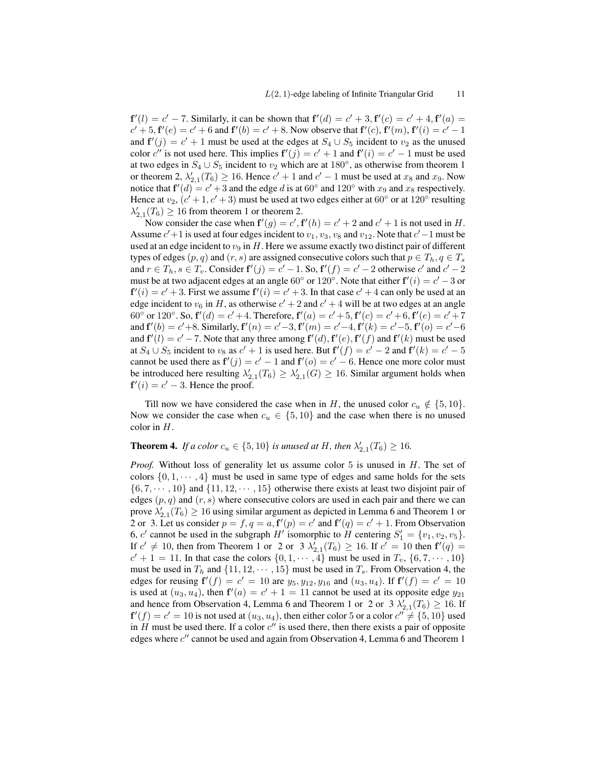$\mathbf{f}'(l) = c' - 7$. Similarly, it can be shown that $\mathbf{f}'(d) = c' + 3, \mathbf{f}'(c) = c' + 4, \mathbf{f}'(a) = c' + 5, \mathbf{f}'(e) = c' + 6$ and $\mathbf{f}'(b) = c' + 8$. Now observe that $\mathbf{f}'(c), \mathbf{f}'(m), \mathbf{f}'(i) = c' - 1$ and $\mathbf{f}'(j) = c' + 1$ must be used at the edges at $S_4 \cup S_5$ incident to $v_2$ as the unused color $c''$ is not used here. This implies $\mathbf{f}'(j) = c' + 1$ and $\mathbf{f}'(i) = c' - 1$ must be used at two edges in $S_4 \cup S_5$ incident to $v_2$ which are at $180^\circ$, as otherwise from theorem 1 or theorem 2, $\lambda'_{2,1}(T_6) \geq 16$. Hence $c' + 1$ and $c' - 1$ must be used at $x_8$ and $x_9$. Now notice that $\mathbf{f}'(d) = c' + 3$ and the edge $d$ is at $60^\circ$ and $120^\circ$ with $x_9$ and $x_8$ respectively. Hence at $v_2$, $(c' + 1, c' + 3)$ must be used at two edges either at $60^\circ$ or at $120^\circ$ resulting $\lambda'_{2,1}(T_6) \geq 16$ from theorem 1 or theorem 2.

Now consider the case when $\mathbf{f}'(g) = c', \mathbf{f}'(h) = c' + 2$ and $c' + 1$ is not used in $H$. Assume $c' + 1$ is used at four edges incident to $v_1, v_3, v_8$ and $v_{12}$. Note that $c' - 1$ must be used at an edge incident to $v_9$ in $H$. Here we assume exactly two distinct pair of different types of edges $(p, q)$ and $(r, s)$ are assigned consecutive colors such that $p \in T_h, q \in T_s$ and $r \in T_h, s \in T_v$. Consider $\mathbf{f}'(j) = c' - 1$. So, $\mathbf{f}'(f) = c' - 2$ otherwise $c'$ and $c' - 2$ must be at two adjacent edges at an angle $60^\circ$ or $120^\circ$. Note that either $\mathbf{f}'(i) = c' - 3$ or $\mathbf{f}'(i) = c' + 3$. First we assume $\mathbf{f}'(i) = c' + 3$. In that case $c' + 4$ can only be used at an edge incident to $v_6$ in $H$, as otherwise $c' + 2$ and $c' + 4$ will be at two edges at an angle $60^\circ$ or $120^\circ$. So, $\mathbf{f}'(d) = c' + 4$. Therefore, $\mathbf{f}'(a) = c' + 5, \mathbf{f}'(c) = c' + 6, \mathbf{f}'(e) = c' + 7$ and $\mathbf{f}'(b) = c' + 8$. Similarly, $\mathbf{f}'(n) = c' - 3, \mathbf{f}'(m) = c' - 4, \mathbf{f}'(k) = c' - 5, \mathbf{f}'(o) = c' - 6$ and $\mathbf{f}'(l) = c' - 7$. Note that any three among $\mathbf{f}'(d), \mathbf{f}'(e), \mathbf{f}'(f)$ and $\mathbf{f}'(k)$ must be used at $S_4 \cup S_5$ incident to $v_8$ as $c' + 1$ is used here. But $\mathbf{f}'(f) = c' - 2$ and $\mathbf{f}'(k) = c' - 5$ cannot be used there as $\mathbf{f}'(j) = c' - 1$ and $\mathbf{f}'(o) = c' - 6$. Hence one more color must be introduced here resulting $\lambda'_{2,1}(T_6) \geq \lambda'_{2,1}(G) \geq 16$. Similar argument holds when $\mathbf{f}'(i) = c' - 3$. Hence the proof.

Till now we have considered the case when in $H$, the unused color $c_u \notin \{5, 10\}$. Now we consider the case when $c_u \in \{5, 10\}$ and the case when there is no unused color in $H$.

**Theorem 4.** *If a color $c_u \in \{5, 10\}$ is unused at $H$, then $\lambda'_{2,1}(T_6) \geq 16$.*

*Proof.* Without loss of generality let us assume color 5 is unused in $H$. The set of colors $\{0, 1, \cdots, 4\}$ must be used in same type of edges and same holds for the sets $\{6, 7, \cdots, 10\}$ and $\{11, 12, \cdots, 15\}$ otherwise there exists at least two disjoint pair of edges $(p, q)$ and $(r, s)$ where consecutive colors are used in each pair and there we can prove $\lambda'_{2,1}(T_6) \geq 16$ using similar argument as depicted in Lemma 6 and Theorem 1 or 2 or 3. Let us consider $p = f, q = a, \mathbf{f}'(p) = c'$ and $\mathbf{f}'(q) = c' + 1$. From Observation 6, $c'$ cannot be used in the subgraph $H'$ isomorphic to $H$ centering $S'_1 = \{v_1, v_2, v_5\}$. If $c' \neq 10$, then from Theorem 1 or 2 or 3 $\lambda'_{2,1}(T_6) \geq 16$. If $c' = 10$ then $\mathbf{f}'(q) = c' + 1 = 11$. In that case the colors $\{0, 1, \cdots, 4\}$ must be used in $T_v$, $\{6, 7, \cdots, 10\}$ must be used in $T_h$ and $\{11, 12, \cdots, 15\}$ must be used in $T_s$. From Observation 4, the edges for reusing $\mathbf{f}'(f) = c' = 10$ are $y_5, y_{12}, y_{16}$ and $(u_3, u_4)$. If $\mathbf{f}'(f) = c' = 10$ is used at $(u_3, u_4)$, then $\mathbf{f}'(a) = c' + 1 = 11$ cannot be used at its opposite edge $y_{21}$ and hence from Observation 4, Lemma 6 and Theorem 1 or 2 or 3 $\lambda'_{2,1}(T_6) \geq 16$. If $\mathbf{f}'(f) = c' = 10$ is not used at $(u_3, u_4)$, then either color 5 or a color $c'' \neq \{5, 10\}$ used in $H$ must be used there. If a color $c''$ is used there, then there exists a pair of opposite edges where $c''$ cannot be used and again from Observation 4, Lemma 6 and Theorem 1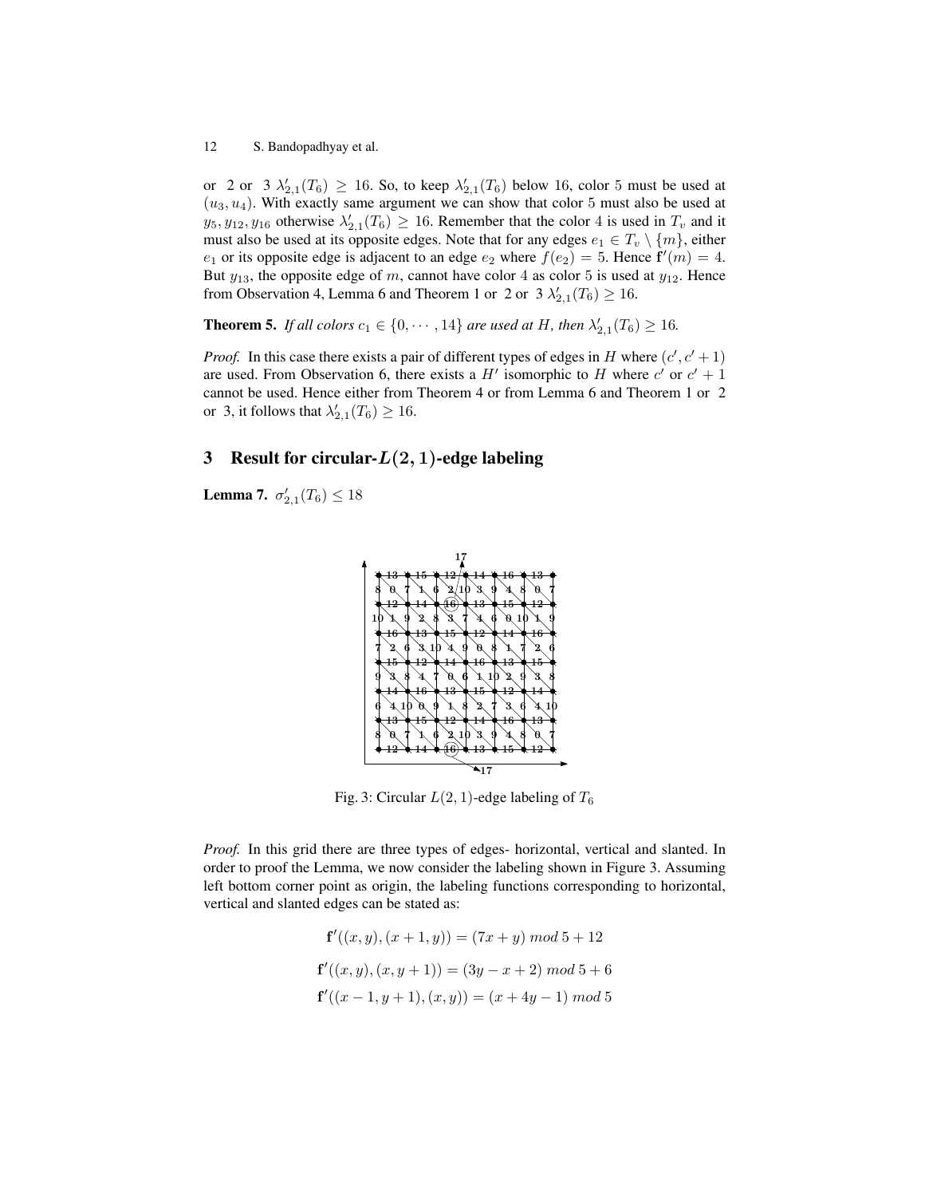or 2 or 3 $\lambda'_{2,1}(T_6) \geq 16$. So, to keep $\lambda'_{2,1}(T_6)$ below 16, color 5 must be used at $(u_3, u_4)$. With exactly same argument we can show that color 5 must also be used at $y_5, y_{12}, y_{16}$ otherwise $\lambda'_{2,1}(T_6) \geq 16$. Remember that the color 4 is used in $T_v$ and it must also be used at its opposite edges. Note that for any edges $e_1 \in T_v \setminus \{m\}$, either $e_1$ or its opposite edge is adjacent to an edge $e_2$ where $f(e_2) = 5$. Hence $\mathbf{f}'(m) = 4$. But $y_{13}$, the opposite edge of $m$, cannot have color 4 as color 5 is used at $y_{12}$. Hence from Observation 4, Lemma 6 and Theorem 1 or 2 or 3 $\lambda'_{2,1}(T_6) \geq 16$.

**Theorem 5.** *If all colors $c_1 \in \{0, \cdots, 14\}$ are used at $H$, then $\lambda'_{2,1}(T_6) \geq 16$.*

*Proof.* In this case there exists a pair of different types of edges in $H$ where $(c', c'+1)$ are used. From Observation 6, there exists a $H'$ isomorphic to $H$ where $c'$ or $c'+1$ cannot be used. Hence either from Theorem 4 or from Lemma 6 and Theorem 1 or 2 or 3, it follows that $\lambda'_{2,1}(T_6) \geq 16$.

## 3 Result for circular-$L(2,1)$-edge labeling

**Lemma 7.** $\sigma'_{2,1}(T_6) \leq 18$

Fig. 3: Circular $L(2,1)$-edge labeling of $T_6$

*Proof.* In this grid there are three types of edges- horizontal, vertical and slanted. In order to proof the Lemma, we now consider the labeling shown in Figure 3. Assuming left bottom corner point as origin, the labeling functions corresponding to horizontal, vertical and slanted edges can be stated as:

$$\mathbf{f}'((x,y),(x+1,y)) = (7x+y) \ mod \ 5 + 12$$

$$\mathbf{f}'((x,y),(x,y+1)) = (3y-x+2) \ mod \ 5 + 6$$

$$\mathbf{f}'((x-1,y+1),(x,y)) = (x+4y-1) \ mod \ 5$$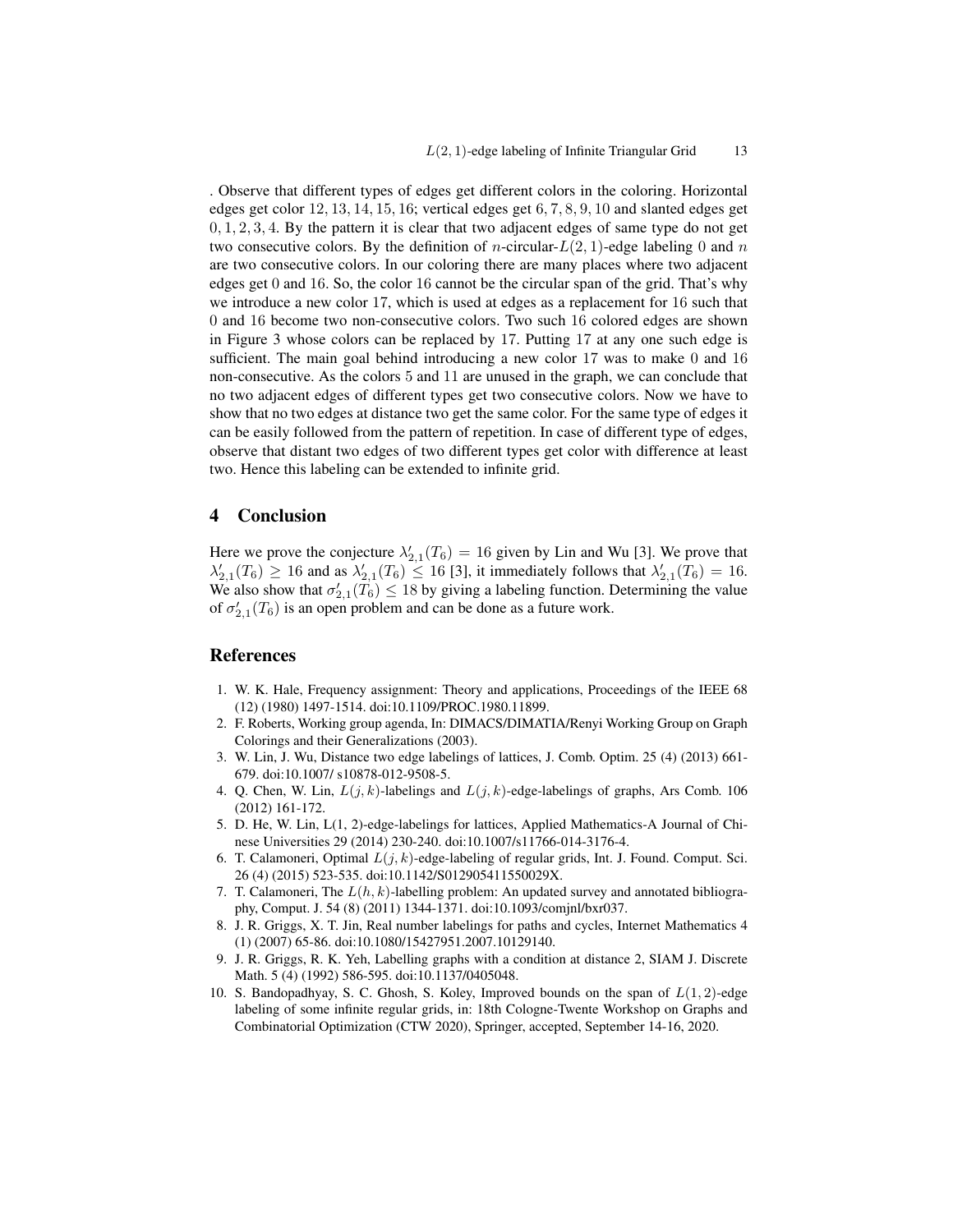. Observe that different types of edges get different colors in the coloring. Horizontal edges get color $12, 13, 14, 15, 16$; vertical edges get $6, 7, 8, 9, 10$ and slanted edges get $0, 1, 2, 3, 4$. By the pattern it is clear that two adjacent edges of same type do not get two consecutive colors. By the definition of $n$-circular-$L(2,1)$-edge labeling $0$ and $n$ are two consecutive colors. In our coloring there are many places where two adjacent edges get $0$ and $16$. So, the color $16$ cannot be the circular span of the grid. That's why we introduce a new color $17$, which is used at edges as a replacement for $16$ such that $0$ and $16$ become two non-consecutive colors. Two such $16$ colored edges are shown in Figure 3 whose colors can be replaced by $17$. Putting $17$ at any one such edge is sufficient. The main goal behind introducing a new color $17$ was to make $0$ and $16$ non-consecutive. As the colors $5$ and $11$ are unused in the graph, we can conclude that no two adjacent edges of different types get two consecutive colors. Now we have to show that no two edges at distance two get the same color. For the same type of edges it can be easily followed from the pattern of repetition. In case of different type of edges, observe that distant two edges of two different types get color with difference at least two. Hence this labeling can be extended to infinite grid.

## 4 Conclusion

Here we prove the conjecture $\lambda'_{2,1}(T_6) = 16$ given by Lin and Wu [3]. We prove that $\lambda'_{2,1}(T_6) \geq 16$ and as $\lambda'_{2,1}(T_6) \leq 16$ [3], it immediately follows that $\lambda'_{2,1}(T_6) = 16$. We also show that $\sigma'_{2,1}(T_6) \leq 18$ by giving a labeling function. Determining the value of $\sigma'_{2,1}(T_6)$ is an open problem and can be done as a future work.

## References

1. W. K. Hale, Frequency assignment: Theory and applications, Proceedings of the IEEE 68 (12) (1980) 1497-1514. doi:10.1109/PROC.1980.11899.
2. F. Roberts, Working group agenda, In: DIMACS/DIMATIA/Renyi Working Group on Graph Colorings and their Generalizations (2003).
3. W. Lin, J. Wu, Distance two edge labelings of lattices, J. Comb. Optim. 25 (4) (2013) 661-679. doi:10.1007/ s10878-012-9508-5.
4. Q. Chen, W. Lin, $L(j,k)$-labelings and $L(j,k)$-edge-labelings of graphs, Ars Comb. 106 (2012) 161-172.
5. D. He, W. Lin, L(1, 2)-edge-labelings for lattices, Applied Mathematics-A Journal of Chinese Universities 29 (2014) 230-240. doi:10.1007/s11766-014-3176-4.
6. T. Calamoneri, Optimal $L(j,k)$-edge-labeling of regular grids, Int. J. Found. Comput. Sci. 26 (4) (2015) 523-535. doi:10.1142/S012905411550029X.
7. T. Calamoneri, The $L(h,k)$-labelling problem: An updated survey and annotated bibliography, Comput. J. 54 (8) (2011) 1344-1371. doi:10.1093/comjnl/bxr037.
8. J. R. Griggs, X. T. Jin, Real number labelings for paths and cycles, Internet Mathematics 4 (1) (2007) 65-86. doi:10.1080/15427951.2007.10129140.
9. J. R. Griggs, R. K. Yeh, Labelling graphs with a condition at distance 2, SIAM J. Discrete Math. 5 (4) (1992) 586-595. doi:10.1137/0405048.
10. S. Bandopadhyay, S. C. Ghosh, S. Koley, Improved bounds on the span of $L(1,2)$-edge labeling of some infinite regular grids, in: 18th Cologne-Twente Workshop on Graphs and Combinatorial Optimization (CTW 2020), Springer, accepted, September 14-16, 2020.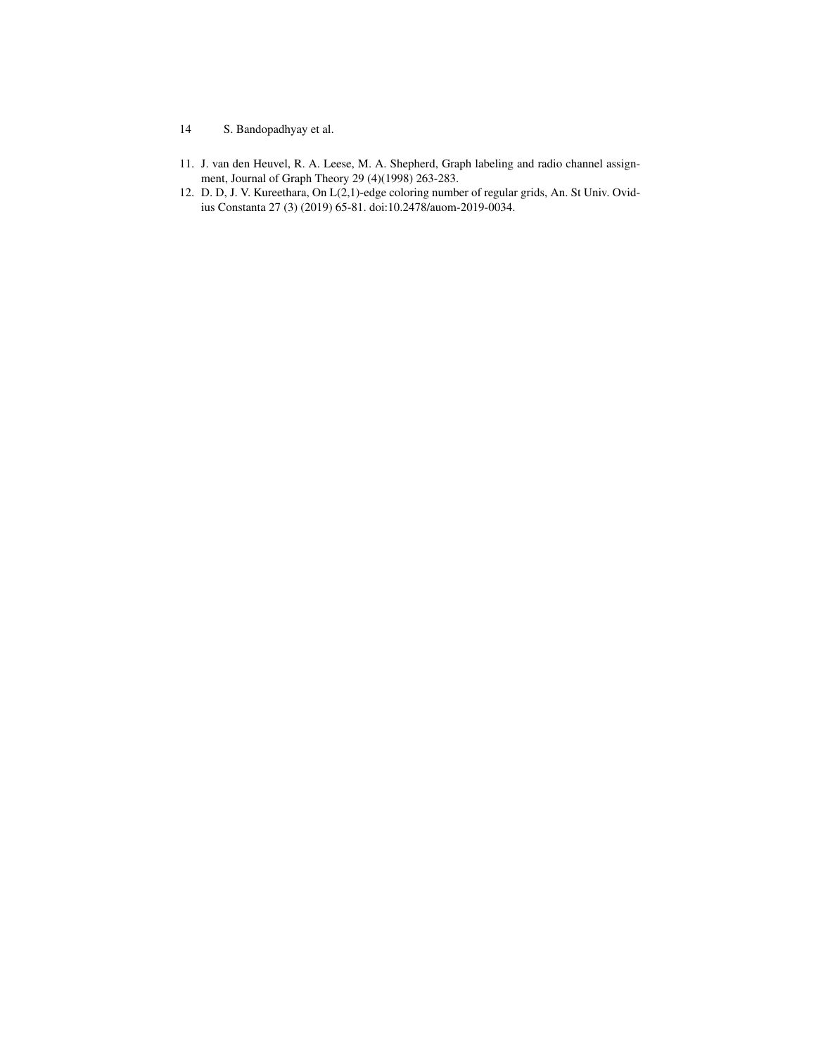11. J. van den Heuvel, R. A. Leese, M. A. Shepherd, Graph labeling and radio channel assignment, Journal of Graph Theory 29 (4)(1998) 263-283.
12. D. D, J. V. Kureethara, On L(2,1)-edge coloring number of regular grids, An. St Univ. Ovidius Constanta 27 (3) (2019) 65-81. doi:10.2478/auom-2019-0034.